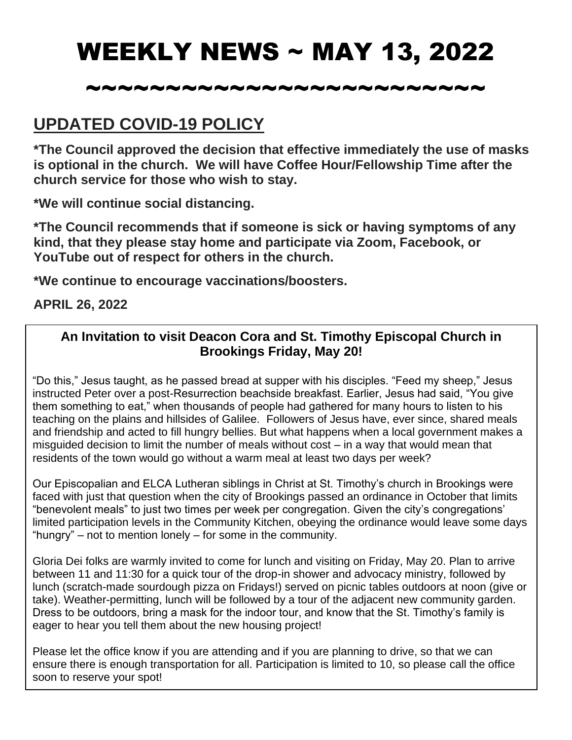# WEEKLY NEWS ~ MAY 13, 2022

~~~~~~~~~~~~~~~~~~~~~~~~~~~

## UPDATED COVID-19 POLICY

**\*The Council approved the decision that effective immediately the use of masks is optional in the church. We will have Coffee Hour/Fellowship Time after the church service for those who wish to stay.**

**\*We will continue social distancing.**

**\*The Council recommends that if someone is sick or having symptoms of any kind, that they please stay home and participate via Zoom, Facebook, or YouTube out of respect for others in the church.**

**\*We continue to encourage vaccinations/boosters.**

**APRIL 26, 2022**

### An Invitation to visit Deacon Cora and St. Timothy Episcopal Church in Brookings Friday, May 20!

"Do this," Jesus taught, as he passed bread at supper with his disciples. "Feed my sheep," Jesus instructed Peter over a post-Resurrection beachside breakfast. Earlier, Jesus had said, "You give them something to eat," when thousands of people had gathered for many hours to listen to his teaching on the plains and hillsides of Galilee. Followers of Jesus have, ever since, shared meals and friendship and acted to fill hungry bellies. But what happens when a local government makes a misguided decision to limit the number of meals without cost – in a way that would mean that residents of the town would go without a warm meal at least two days per week?

Our Episcopalian and ELCA Lutheran siblings in Christ at St. Timothy's church in Brookings were faced with just that question when the city of Brookings passed an ordinance in October that limits "benevolent meals" to just two times per week per congregation. Given the city's congregations' limited participation levels in the Community Kitchen, obeying the ordinance would leave some days "hungry" – not to mention lonely – for some in the community.

Gloria Dei folks are warmly invited to come for lunch and visiting on Friday, May 20. Plan to arrive between 11 and 11:30 for a quick tour of the drop-in shower and advocacy ministry, followed by lunch (scratch-made sourdough pizza on Fridays!) served on picnic tables outdoors at noon (give or take). Weather-permitting, lunch will be followed by a tour of the adjacent new community garden. Dress to be outdoors, bring a mask for the indoor tour, and know that the St. Timothy's family is eager to hear you tell them about the new housing project!

Please let the office know if you are attending and if you are planning to drive, so that we can ensure there is enough transportation for all. Participation is limited to 10, so please call the office soon to reserve your spot!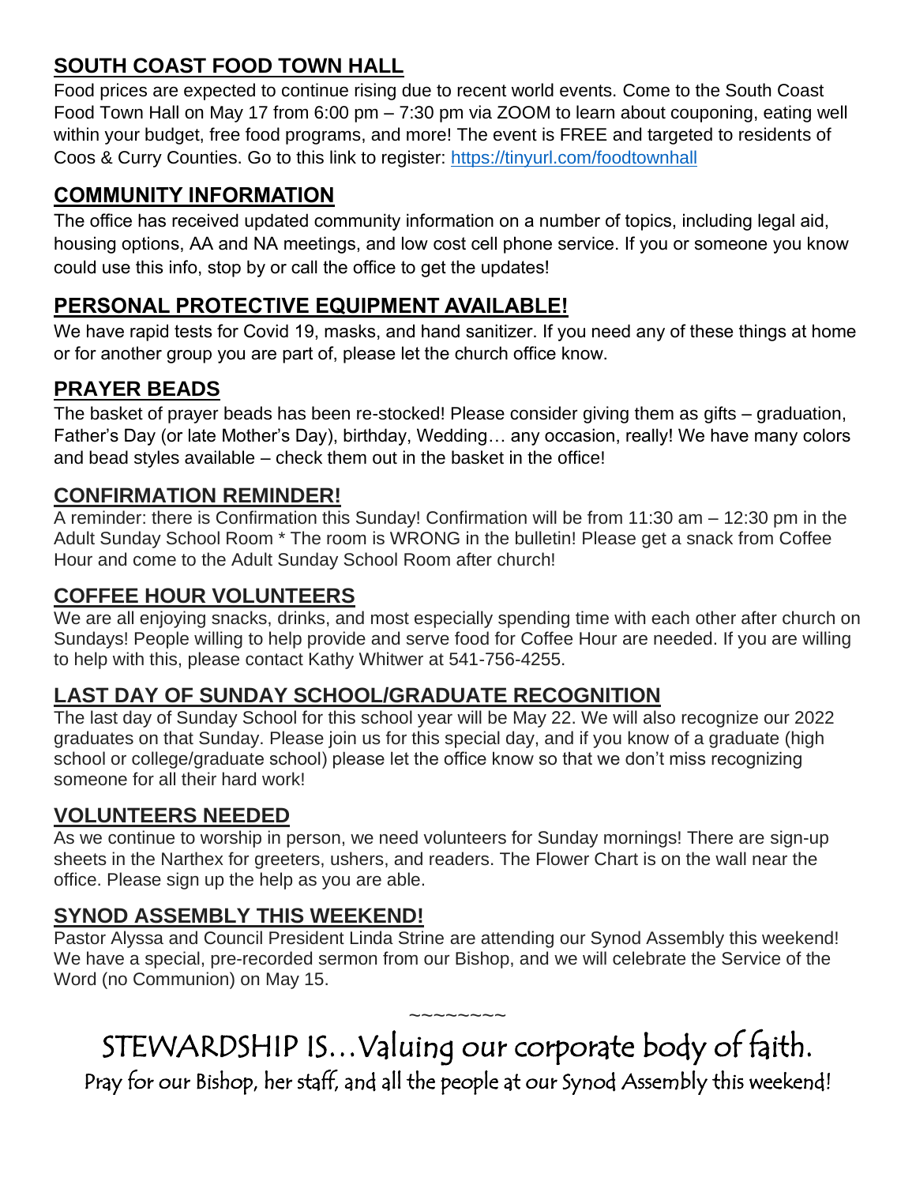## SOUTH COAST FOOD TOWN HALL

Food prices are expected to continue rising due to recent world events. Come to the South Coast Food Town Hall on May 17 from 6:00 pm – 7:30 pm via ZOOM to learn about couponing, eating well within your budget, free food programs, and more! The event is FREE and targeted to residents of Coos & Curry Counties. Go to this link to register: https://tinyurl.com/foodtownhall

## COMMUNITY INFORMATION

The office has received updated community information on a number of topics, including legal aid, housing options, AA and NA meetings, and low cost cell phone service. If you or someone you know could use this info, stop by or call the office to get the updates!

## PERSONAL PROTECTIVE EQUIPMENT AVAILABLE!

We have rapid tests for Covid 19, masks, and hand sanitizer. If you need any of these things at home or for another group you are part of, please let the church office know.

## PRAYER BEADS

The basket of prayer beads has been re-stocked! Please consider giving them as gifts – graduation, Father's Day (or late Mother's Day), birthday, Wedding… any occasion, really! We have many colors and bead styles available – check them out in the basket in the office!

## CONFIRMATION REMINDER!

A reminder: there is Confirmation this Sunday! Confirmation will be from 11:30 am – 12:30 pm in the Adult Sunday School Room * The room is WRONG in the bulletin! Please get a snack from Coffee Hour and come to the Adult Sunday School Room after church!

## COFFEE HOUR VOLUNTEERS

We are all enjoying snacks, drinks, and most especially spending time with each other after church on Sundays! People willing to help provide and serve food for Coffee Hour are needed. If you are willing to help with this, please contact Kathy Whitwer at 541-756-4255.

## LAST DAY OF SUNDAY SCHOOL/GRADUATE RECOGNITION

The last day of Sunday School for this school year will be May 22. We will also recognize our 2022 graduates on that Sunday. Please join us for this special day, and if you know of a graduate (high school or college/graduate school) please let the office know so that we don't miss recognizing someone for all their hard work!

## VOLUNTEERS NEEDED

As we continue to worship in person, we need volunteers for Sunday mornings! There are sign-up sheets in the Narthex for greeters, ushers, and readers. The Flower Chart is on the wall near the office. Please sign up the help as you are able.

## SYNOD ASSEMBLY THIS WEEKEND!

Pastor Alyssa and Council President Linda Strine are attending our Synod Assembly this weekend! We have a special, pre-recorded sermon from our Bishop, and we will celebrate the Service of the Word (no Communion) on May 15.

~~~~~~~~

STEWARDSHIP IS…Valuing our corporate body of faith.

Pray for our Bishop, her staff, and all the people at our Synod Assembly this weekend!